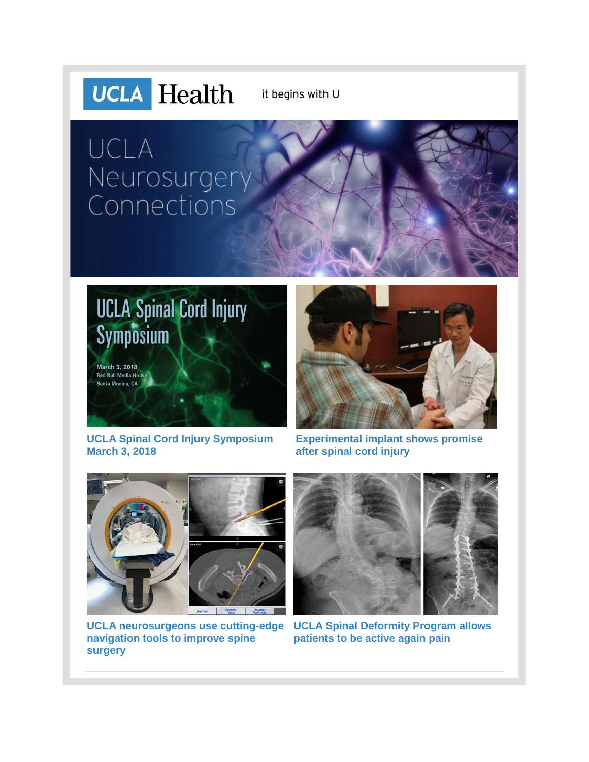UCLA Health | it begins with U

# UCLA Neurosurgery Connections

UCLA Spinal Cord Injury Symposium

March 3, 2018
Red Bull Media House
Santa Monica, CA

**UCLA Spinal Cord Injury Symposium March 3, 2018**

**Experimental implant shows promise after spinal cord injury**

**UCLA neurosurgeons use cutting-edge navigation tools to improve spine surgery**

**UCLA Spinal Deformity Program allows patients to be active again pain**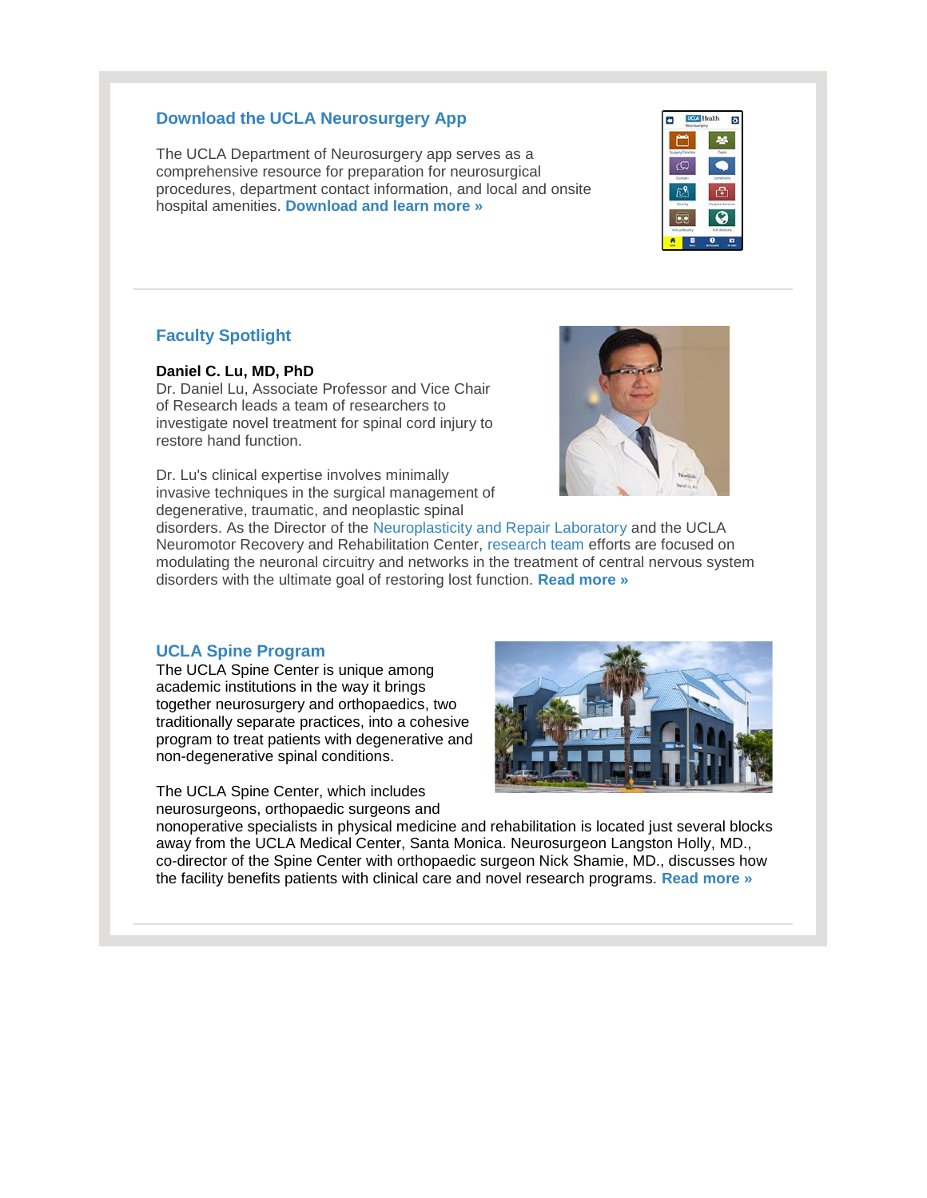## Download the UCLA Neurosurgery App

The UCLA Department of Neurosurgery app serves as a comprehensive resource for preparation for neurosurgical procedures, department contact information, and local and onsite hospital amenities. **Download and learn more »**

---

## Faculty Spotlight

**Daniel C. Lu, MD, PhD**
Dr. Daniel Lu, Associate Professor and Vice Chair of Research leads a team of researchers to investigate novel treatment for spinal cord injury to restore hand function.

Dr. Lu's clinical expertise involves minimally invasive techniques in the surgical management of degenerative, traumatic, and neoplastic spinal disorders. As the Director of the Neuroplasticity and Repair Laboratory and the UCLA Neuromotor Recovery and Rehabilitation Center, research team efforts are focused on modulating the neuronal circuitry and networks in the treatment of central nervous system disorders with the ultimate goal of restoring lost function. **Read more »**

## UCLA Spine Program

The UCLA Spine Center is unique among academic institutions in the way it brings together neurosurgery and orthopaedics, two traditionally separate practices, into a cohesive program to treat patients with degenerative and non-degenerative spinal conditions.

The UCLA Spine Center, which includes neurosurgeons, orthopaedic surgeons and nonoperative specialists in physical medicine and rehabilitation is located just several blocks away from the UCLA Medical Center, Santa Monica. Neurosurgeon Langston Holly, MD., co-director of the Spine Center with orthopaedic surgeon Nick Shamie, MD., discusses how the facility benefits patients with clinical care and novel research programs. **Read more »**

---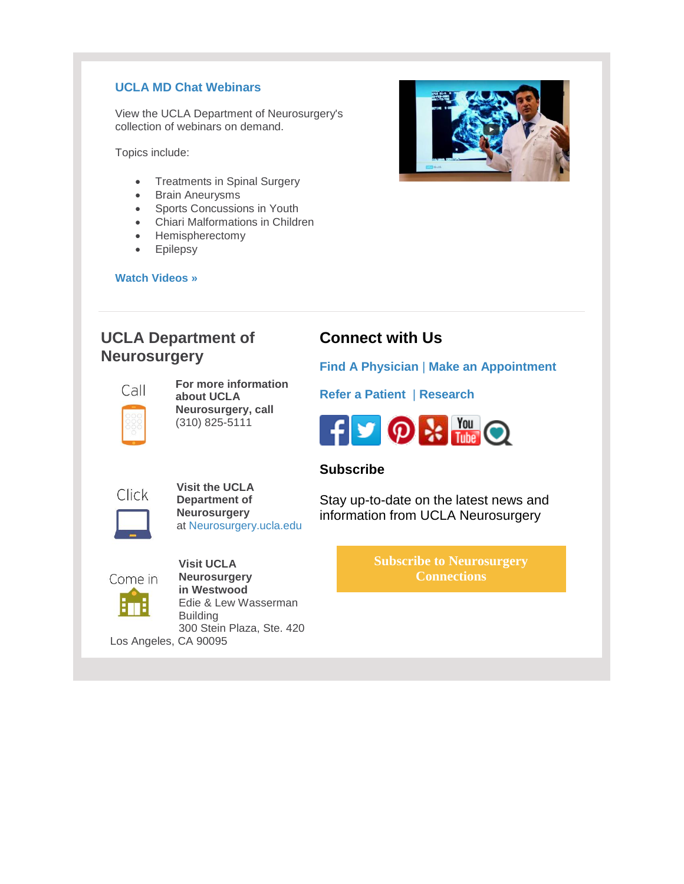### UCLA MD Chat Webinars

View the UCLA Department of Neurosurgery's collection of webinars on demand.

Topics include:

- Treatments in Spinal Surgery
- Brain Aneurysms
- Sports Concussions in Youth
- Chiari Malformations in Children
- Hemispherectomy
- Epilepsy

**Watch Videos »**

---

## UCLA Department of Neurosurgery

Call

**For more information about UCLA Neurosurgery, call**
(310) 825-5111

Click

**Visit the UCLA Department of Neurosurgery**
at Neurosurgery.ucla.edu

Come in

**Visit UCLA Neurosurgery in Westwood**
Edie & Lew Wasserman Building
300 Stein Plaza, Ste. 420
Los Angeles, CA 90095

## Connect with Us

**Find A Physician** | **Make an Appointment**

**Refer a Patient** | **Research**

### Subscribe

Stay up-to-date on the latest news and information from UCLA Neurosurgery

**Subscribe to Neurosurgery Connections**